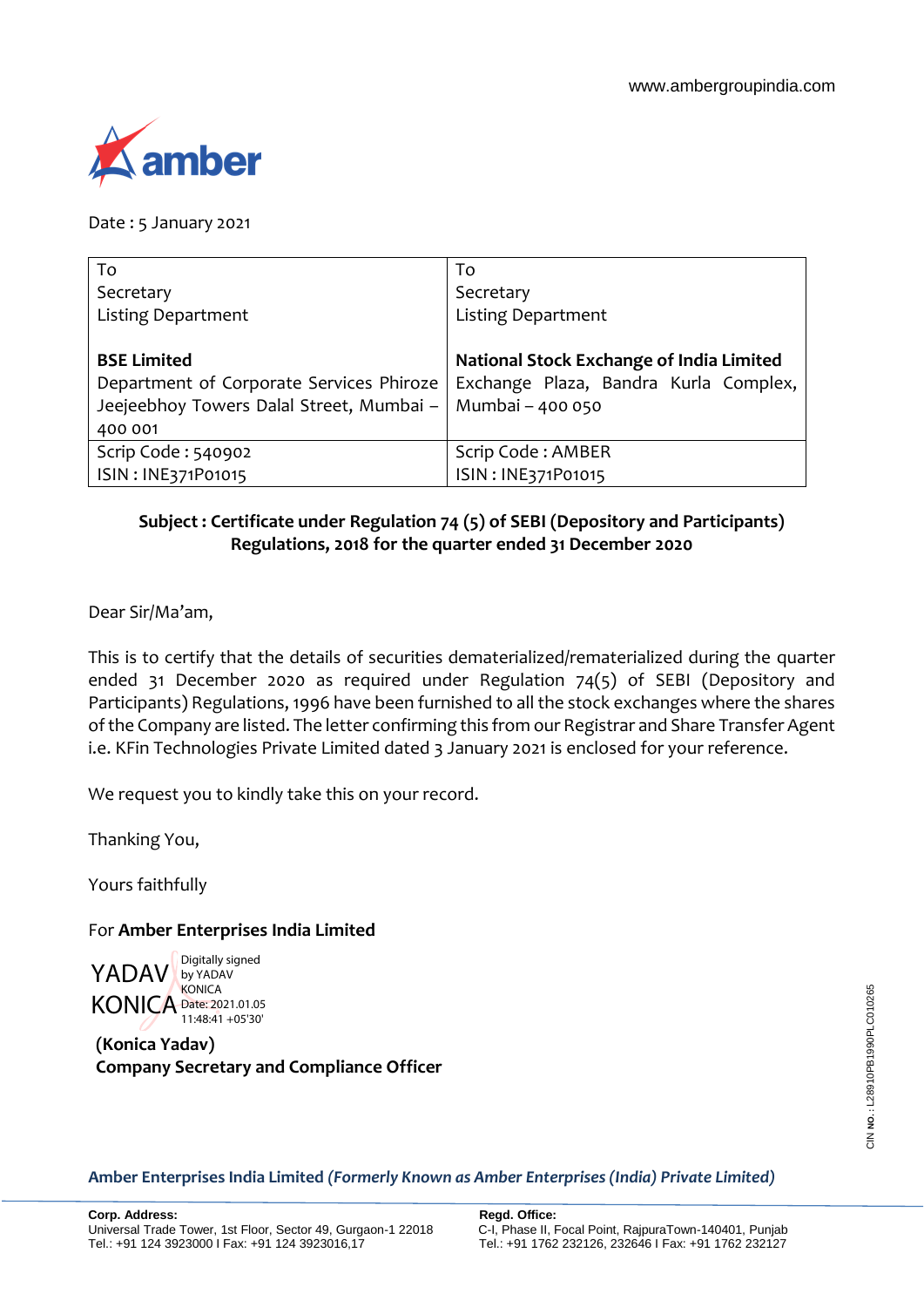www.ambergroupindia.com

amber

Date : 5 January 2021

| To<br>Secretary<br>Listing Department<br><br>**BSE Limited**<br>Department of Corporate Services Phiroze Jeejeebhoy Towers Dalal Street, Mumbai – 400 001 | To<br>Secretary<br>Listing Department<br><br>**National Stock Exchange of India Limited**<br>Exchange Plaza, Bandra Kurla Complex, Mumbai – 400 050 |
|---|---|
| Scrip Code : 540902<br>ISIN : INE371P01015 | Scrip Code : AMBER<br>ISIN : INE371P01015 |

**Subject : Certificate under Regulation 74 (5) of SEBI (Depository and Participants) Regulations, 2018 for the quarter ended 31 December 2020**

Dear Sir/Ma'am,

This is to certify that the details of securities dematerialized/rematerialized during the quarter ended 31 December 2020 as required under Regulation 74(5) of SEBI (Depository and Participants) Regulations, 1996 have been furnished to all the stock exchanges where the shares of the Company are listed. The letter confirming this from our Registrar and Share Transfer Agent i.e. KFin Technologies Private Limited dated 3 January 2021 is enclosed for your reference.

We request you to kindly take this on your record.

Thanking You,

Yours faithfully

For **Amber Enterprises India Limited**

YADAV KONICA — Digitally signed by YADAV KONICA Date: 2021.01.05 11:48:41 +05'30'

**(Konica Yadav)**
**Company Secretary and Compliance Officer**

CIN NO.: L28910PB1990PLC010265

**Amber Enterprises India Limited** ***(Formerly Known as Amber Enterprises (India) Private Limited)***

**Corp. Address:**
Universal Trade Tower, 1st Floor, Sector 49, Gurgaon-1 22018
Tel.: +91 124 3923000 I Fax: +91 124 3923016,17

**Regd. Office:**
C-I, Phase II, Focal Point, RajpuraTown-140401, Punjab
Tel.: +91 1762 232126, 232646 I Fax: +91 1762 232127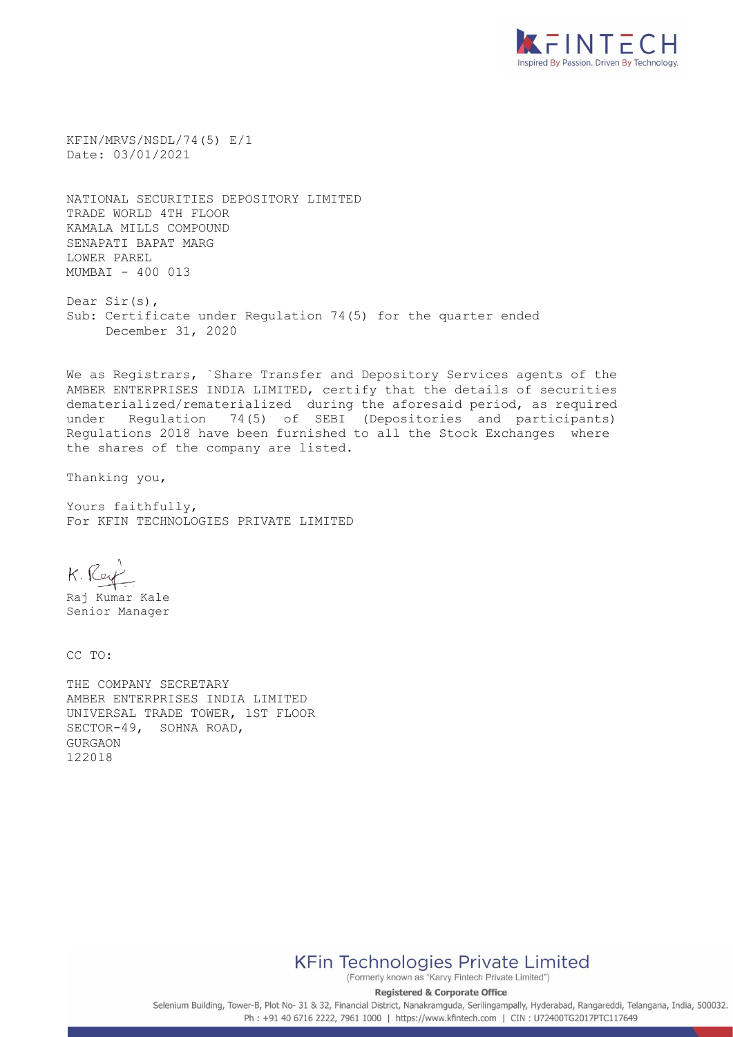KFIN/MRVS/NSDL/74(5) E/1
Date: 03/01/2021

NATIONAL SECURITIES DEPOSITORY LIMITED
TRADE WORLD 4TH FLOOR
KAMALA MILLS COMPOUND
SENAPATI BAPAT MARG
LOWER PAREL
MUMBAI - 400 013

Dear Sir(s),
Sub: Certificate under Regulation 74(5) for the quarter ended December 31, 2020

We as Registrars, `Share Transfer and Depository Services agents of the AMBER ENTERPRISES INDIA LIMITED, certify that the details of securities dematerialized/rematerialized during the aforesaid period, as required under Regulation 74(5) of SEBI (Depositories and participants) Regulations 2018 have been furnished to all the Stock Exchanges where the shares of the company are listed.

Thanking you,

Yours faithfully,
For KFIN TECHNOLOGIES PRIVATE LIMITED

K. Raj

Raj Kumar Kale
Senior Manager

CC TO:

THE COMPANY SECRETARY
AMBER ENTERPRISES INDIA LIMITED
UNIVERSAL TRADE TOWER, 1ST FLOOR
SECTOR-49, SOHNA ROAD,
GURGAON
122018

KFin Technologies Private Limited
(Formerly known as "Karvy Fintech Private Limited")

Registered & Corporate Office
Selenium Building, Tower-B, Plot No- 31 & 32, Financial District, Nanakramguda, Serilingampally, Hyderabad, Rangareddi, Telangana, India, 500032.
Ph : +91 40 6716 2222, 7961 1000 | https://www.kfintech.com | CIN : U72400TG2017PTC117649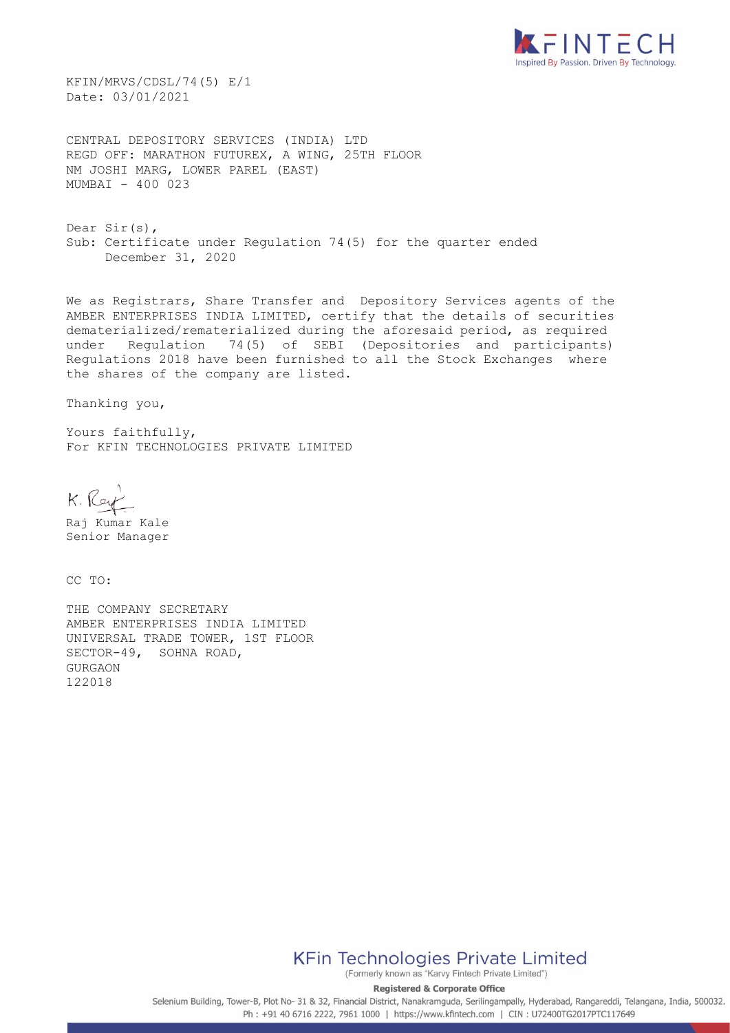KFIN/MRVS/CDSL/74(5) E/1
Date: 03/01/2021

CENTRAL DEPOSITORY SERVICES (INDIA) LTD
REGD OFF: MARATHON FUTUREX, A WING, 25TH FLOOR
NM JOSHI MARG, LOWER PAREL (EAST)
MUMBAI - 400 023

Dear Sir(s),

Sub: Certificate under Regulation 74(5) for the quarter ended December 31, 2020

We as Registrars, Share Transfer and Depository Services agents of the AMBER ENTERPRISES INDIA LIMITED, certify that the details of securities dematerialized/rematerialized during the aforesaid period, as required under Regulation 74(5) of SEBI (Depositories and participants) Regulations 2018 have been furnished to all the Stock Exchanges where the shares of the company are listed.

Thanking you,

Yours faithfully,
For KFIN TECHNOLOGIES PRIVATE LIMITED

Raj Kumar Kale
Senior Manager

CC TO:

THE COMPANY SECRETARY
AMBER ENTERPRISES INDIA LIMITED
UNIVERSAL TRADE TOWER, 1ST FLOOR
SECTOR-49, SOHNA ROAD,
GURGAON
122018

KFin Technologies Private Limited
(Formerly known as "Karvy Fintech Private Limited")

**Registered & Corporate Office**
Selenium Building, Tower-B, Plot No- 31 & 32, Financial District, Nanakramguda, Serilingampally, Hyderabad, Rangareddi, Telangana, India, 500032.
Ph : +91 40 6716 2222, 7961 1000 | https://www.kfintech.com | CIN : U72400TG2017PTC117649